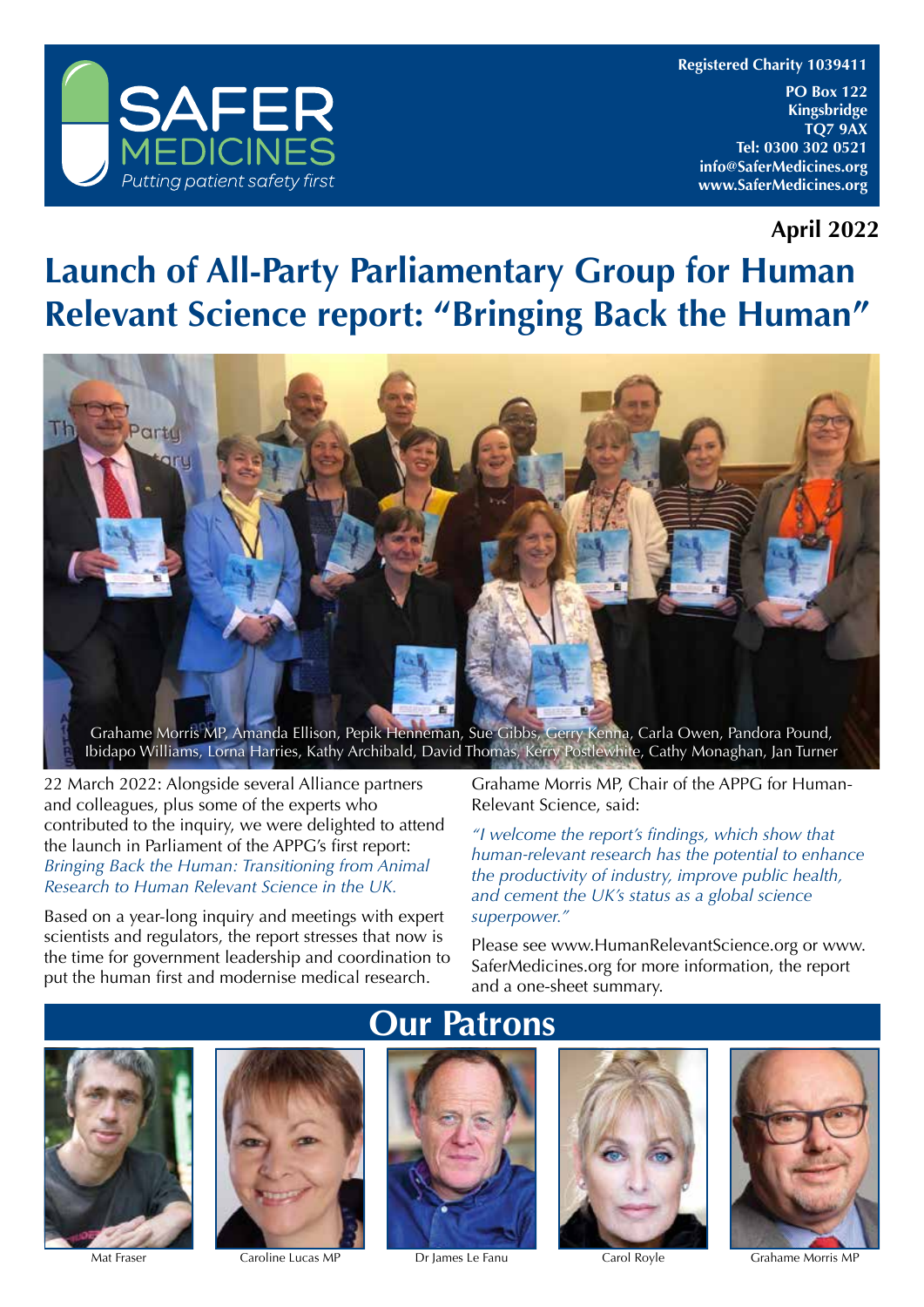**SAFER MEDICINES**
*Putting patient safety first*

**Registered Charity 1039411**

**PO Box 122**
**Kingsbridge**
**TQ7 9AX**
**Tel: 0300 302 0521**
**info@SaferMedicines.org**
**www.SaferMedicines.org**

**April 2022**

# Launch of All-Party Parliamentary Group for Human Relevant Science report: "Bringing Back the Human"

Grahame Morris MP, Amanda Ellison, Pepik Henneman, Sue Gibbs, Gerry Kenna, Carla Owen, Pandora Pound, Ibidapo Williams, Lorna Harries, Kathy Archibald, David Thomas, Kerry Postlewhite, Cathy Monaghan, Jan Turner

22 March 2022: Alongside several Alliance partners and colleagues, plus some of the experts who contributed to the inquiry, we were delighted to attend the launch in Parliament of the APPG's first report: *Bringing Back the Human: Transitioning from Animal Research to Human Relevant Science in the UK.*

Based on a year-long inquiry and meetings with expert scientists and regulators, the report stresses that now is the time for government leadership and coordination to put the human first and modernise medical research.

Grahame Morris MP, Chair of the APPG for Human-Relevant Science, said:

*"I welcome the report's findings, which show that human-relevant research has the potential to enhance the productivity of industry, improve public health, and cement the UK's status as a global science superpower."*

Please see www.HumanRelevantScience.org or www.SaferMedicines.org for more information, the report and a one-sheet summary.

## Our Patrons

Mat Fraser | Caroline Lucas MP | Dr James Le Fanu | Carol Royle | Grahame Morris MP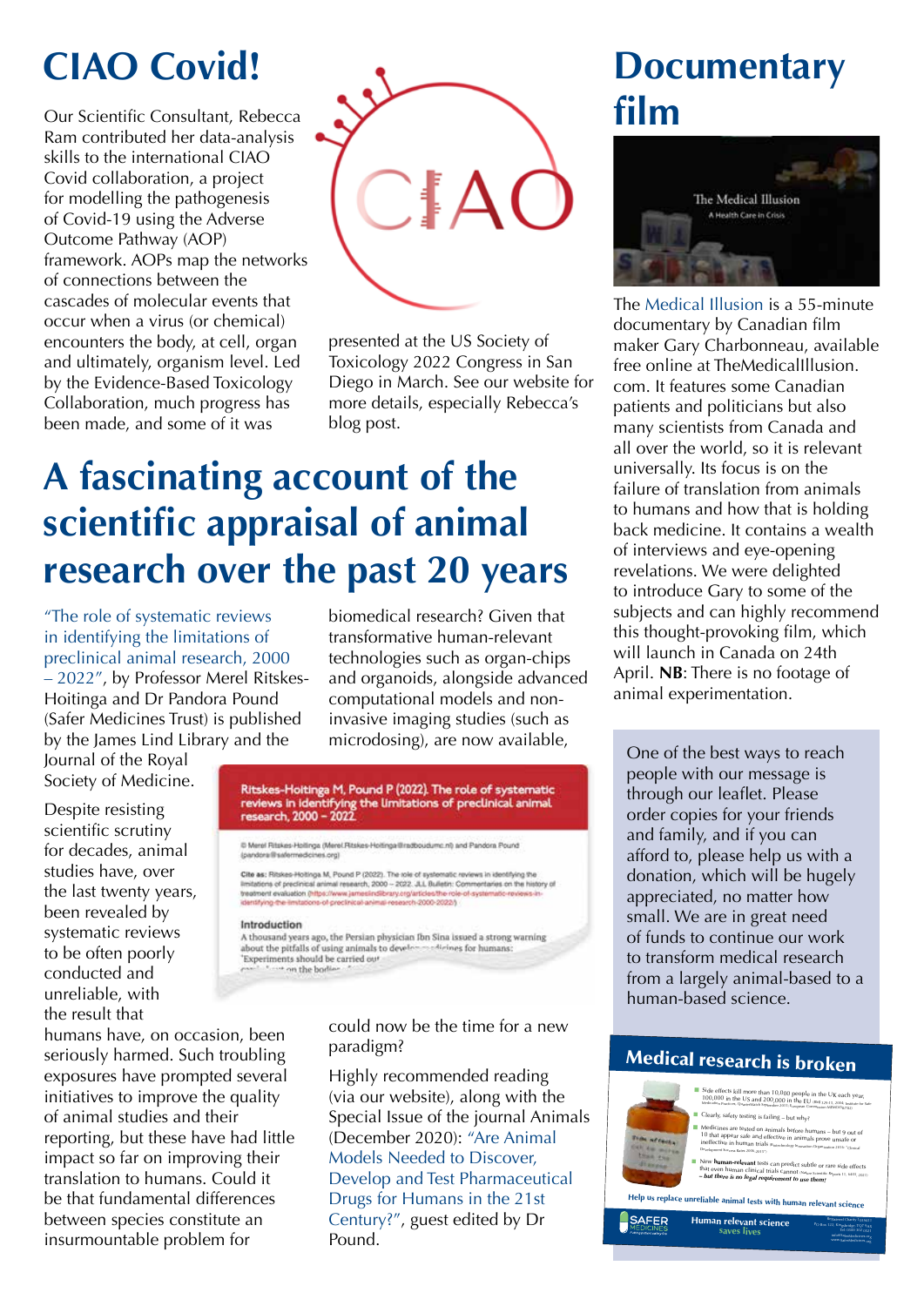# CIAO Covid!

Our Scientific Consultant, Rebecca Ram contributed her data-analysis skills to the international CIAO Covid collaboration, a project for modelling the pathogenesis of Covid-19 using the Adverse Outcome Pathway (AOP) framework. AOPs map the networks of connections between the cascades of molecular events that occur when a virus (or chemical) encounters the body, at cell, organ and ultimately, organism level. Led by the Evidence-Based Toxicology Collaboration, much progress has been made, and some of it was presented at the US Society of Toxicology 2022 Congress in San Diego in March. See our website for more details, especially Rebecca's blog post.

# A fascinating account of the scientific appraisal of animal research over the past 20 years

"The role of systematic reviews in identifying the limitations of preclinical animal research, 2000 – 2022", by Professor Merel Ritskes-Hoitinga and Dr Pandora Pound (Safer Medicines Trust) is published by the James Lind Library and the Journal of the Royal Society of Medicine.

Despite resisting scientific scrutiny for decades, animal studies have, over the last twenty years, been revealed by systematic reviews to be often poorly conducted and unreliable, with the result that humans have, on occasion, been seriously harmed. Such troubling exposures have prompted several initiatives to improve the quality of animal studies and their reporting, but these have had little impact so far on improving their translation to humans. Could it be that fundamental differences between species constitute an insurmountable problem for biomedical research? Given that transformative human-relevant technologies such as organ-chips and organoids, alongside advanced computational models and non-invasive imaging studies (such as microdosing), are now available, could now be the time for a new paradigm?

Highly recommended reading (via our website), along with the Special Issue of the journal Animals (December 2020): "Are Animal Models Needed to Discover, Develop and Test Pharmaceutical Drugs for Humans in the 21st Century?", guest edited by Dr Pound.

# Documentary film

The Medical Illusion is a 55-minute documentary by Canadian film maker Gary Charbonneau, available free online at TheMedicalIllusion.com. It features some Canadian patients and politicians but also many scientists from Canada and all over the world, so it is relevant universally. Its focus is on the failure of translation from animals to humans and how that is holding back medicine. It contains a wealth of interviews and eye-opening revelations. We were delighted to introduce Gary to some of the subjects and can highly recommend this thought-provoking film, which will launch in Canada on 24th April. **NB**: There is no footage of animal experimentation.

One of the best ways to reach people with our message is through our leaflet. Please order copies for your friends and family, and if you can afford to, please help us with a donation, which will be hugely appreciated, no matter how small. We are in great need of funds to continue our work to transform medical research from a largely animal-based to a human-based science.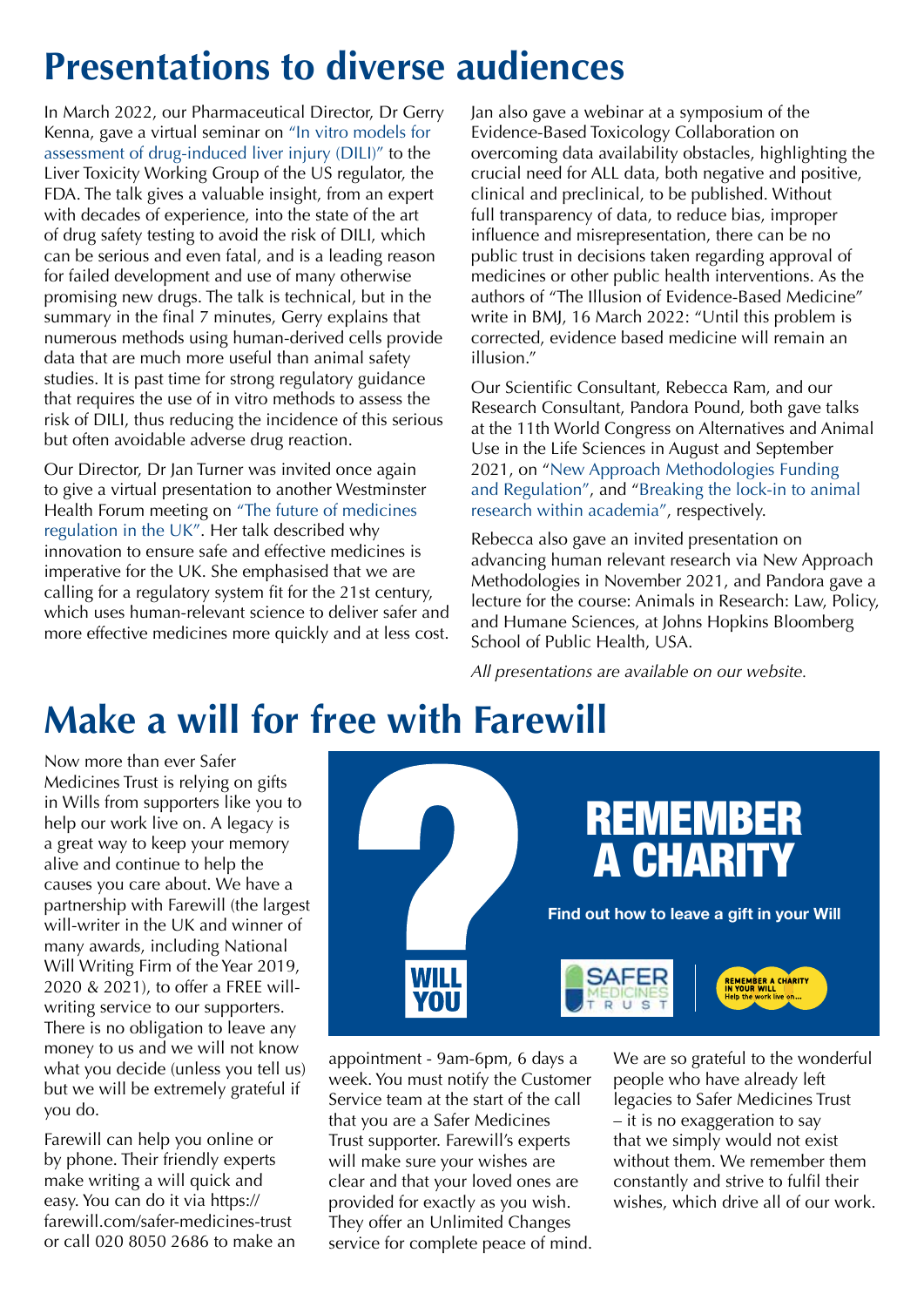# Presentations to diverse audiences

In March 2022, our Pharmaceutical Director, Dr Gerry Kenna, gave a virtual seminar on "In vitro models for assessment of drug-induced liver injury (DILI)" to the Liver Toxicity Working Group of the US regulator, the FDA. The talk gives a valuable insight, from an expert with decades of experience, into the state of the art of drug safety testing to avoid the risk of DILI, which can be serious and even fatal, and is a leading reason for failed development and use of many otherwise promising new drugs. The talk is technical, but in the summary in the final 7 minutes, Gerry explains that numerous methods using human-derived cells provide data that are much more useful than animal safety studies. It is past time for strong regulatory guidance that requires the use of in vitro methods to assess the risk of DILI, thus reducing the incidence of this serious but often avoidable adverse drug reaction.

Our Director, Dr Jan Turner was invited once again to give a virtual presentation to another Westminster Health Forum meeting on "The future of medicines regulation in the UK". Her talk described why innovation to ensure safe and effective medicines is imperative for the UK. She emphasised that we are calling for a regulatory system fit for the 21st century, which uses human-relevant science to deliver safer and more effective medicines more quickly and at less cost.

Jan also gave a webinar at a symposium of the Evidence-Based Toxicology Collaboration on overcoming data availability obstacles, highlighting the crucial need for ALL data, both negative and positive, clinical and preclinical, to be published. Without full transparency of data, to reduce bias, improper influence and misrepresentation, there can be no public trust in decisions taken regarding approval of medicines or other public health interventions. As the authors of "The Illusion of Evidence-Based Medicine" write in BMJ, 16 March 2022: "Until this problem is corrected, evidence based medicine will remain an illusion."

Our Scientific Consultant, Rebecca Ram, and our Research Consultant, Pandora Pound, both gave talks at the 11th World Congress on Alternatives and Animal Use in the Life Sciences in August and September 2021, on "New Approach Methodologies Funding and Regulation", and "Breaking the lock-in to animal research within academia", respectively.

Rebecca also gave an invited presentation on advancing human relevant research via New Approach Methodologies in November 2021, and Pandora gave a lecture for the course: Animals in Research: Law, Policy, and Humane Sciences, at Johns Hopkins Bloomberg School of Public Health, USA.

*All presentations are available on our website.*

# Make a will for free with Farewill

Now more than ever Safer Medicines Trust is relying on gifts in Wills from supporters like you to help our work live on. A legacy is a great way to keep your memory alive and continue to help the causes you care about. We have a partnership with Farewill (the largest will-writer in the UK and winner of many awards, including National Will Writing Firm of the Year 2019, 2020 & 2021), to offer a FREE will-writing service to our supporters. There is no obligation to leave any money to us and we will not know what you decide (unless you tell us) but we will be extremely grateful if you do.

Farewill can help you online or by phone. Their friendly experts make writing a will quick and easy. You can do it via https://farewill.com/safer-medicines-trust or call 020 8050 2686 to make an appointment - 9am-6pm, 6 days a week. You must notify the Customer Service team at the start of the call that you are a Safer Medicines Trust supporter. Farewill's experts will make sure your wishes are clear and that your loved ones are provided for exactly as you wish. They offer an Unlimited Changes service for complete peace of mind.

We are so grateful to the wonderful people who have already left legacies to Safer Medicines Trust – it is no exaggeration to say that we simply would not exist without them. We remember them constantly and strive to fulfil their wishes, which drive all of our work.

**? WILL YOU**

**REMEMBER A CHARITY**

**Find out how to leave a gift in your Will**

SAFER MEDICINES TRUST

REMEMBER A CHARITY IN YOUR WILL – Help the work live on...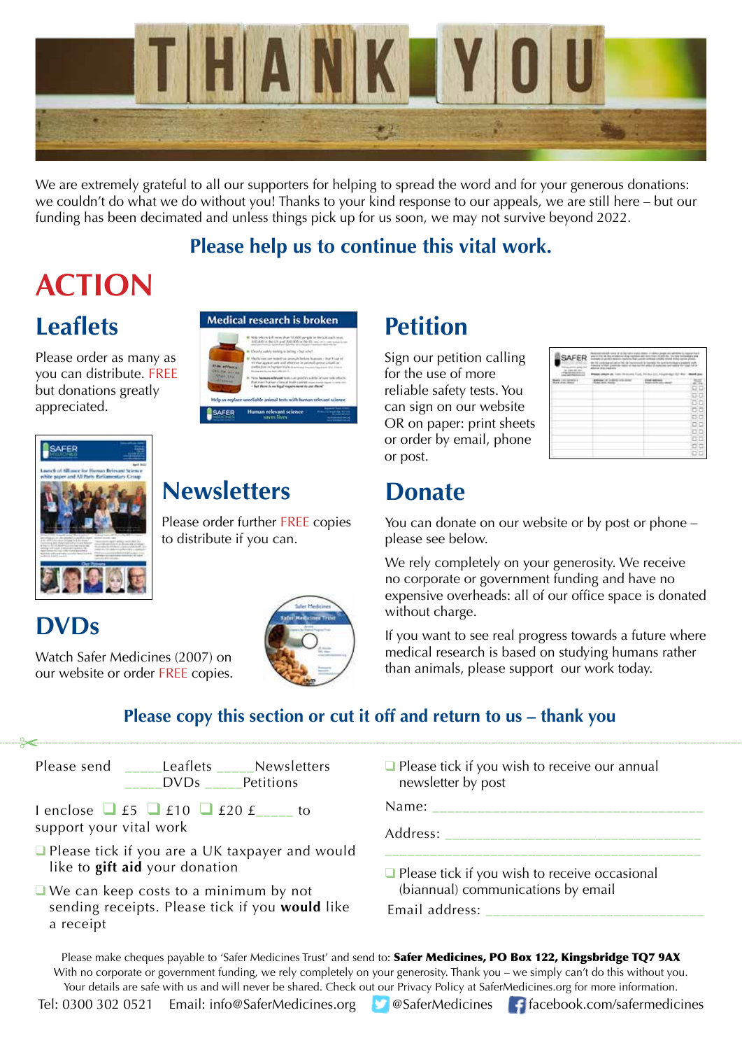# THANK YOU

We are extremely grateful to all our supporters for helping to spread the word and for your generous donations: we couldn't do what we do without you! Thanks to your kind response to our appeals, we are still here – but our funding has been decimated and unless things pick up for us soon, we may not survive beyond 2022.

**Please help us to continue this vital work.**

# ACTION

## Leaflets

Please order as many as you can distribute. FREE but donations greatly appreciated.

## Petition

Sign our petition calling for the use of more reliable safety tests. You can sign on our website OR on paper: print sheets or order by email, phone or post.

## Newsletters

Please order further FREE copies to distribute if you can.

## Donate

You can donate on our website or by post or phone – please see below.

We rely completely on your generosity. We receive no corporate or government funding and have no expensive overheads: all of our office space is donated without charge.

If you want to see real progress towards a future where medical research is based on studying humans rather than animals, please support our work today.

## DVDs

Watch Safer Medicines (2007) on our website or order FREE copies.

**Please copy this section or cut it off and return to us – thank you**

Please send _____Leaflets _____Newsletters _____DVDs _____Petitions

I enclose ❑ £5 ❑ £10 ❑ £20 £_____ to support your vital work

❑ Please tick if you are a UK taxpayer and would like to **gift aid** your donation

❑ We can keep costs to a minimum by not sending receipts. Please tick if you **would** like a receipt

❑ Please tick if you wish to receive our annual newsletter by post

Name: ___________________________________

Address: _________________________________

_________________________________________

❑ Please tick if you wish to receive occasional (biannual) communications by email

Email address: ___________________________

Please make cheques payable to 'Safer Medicines Trust' and send to: **Safer Medicines, PO Box 122, Kingsbridge TQ7 9AX**
With no corporate or government funding, we rely completely on your generosity. Thank you – we simply can't do this without you.
Your details are safe with us and will never be shared. Check out our Privacy Policy at SaferMedicines.org for more information.

Tel: 0300 302 0521 Email: info@SaferMedicines.org @SaferMedicines facebook.com/safermedicines